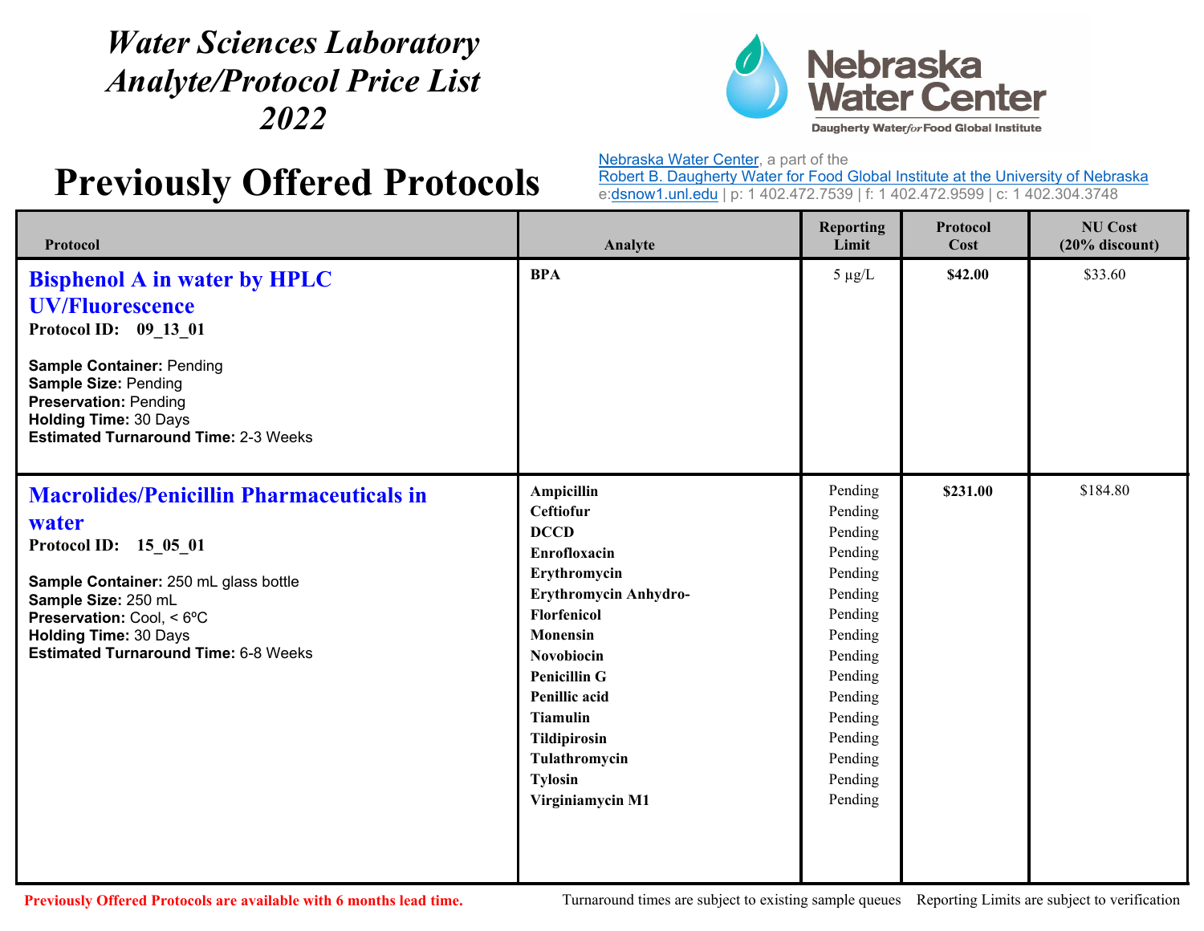# Water Sciences Laboratory Analyte/Protocol Price List 2022

Nebraska Water Center
Daugherty Water *for* Food Global Institute

## Previously Offered Protocols

Nebraska Water Center, a part of the Robert B. Daugherty Water for Food Global Institute at the University of Nebraska
e:dsnow1.unl.edu | p: 1 402.472.7539 | f: 1 402.472.9599 | c: 1 402.304.3748

| Protocol | Analyte | Reporting Limit | Protocol Cost | NU Cost (20% discount) |
|---|---|---|---|---|
| **Bisphenol A in water by HPLC UV/Fluorescence**<br>**Protocol ID: 09_13_01**<br><br>**Sample Container:** Pending<br>**Sample Size:** Pending<br>**Preservation:** Pending<br>**Holding Time:** 30 Days<br>**Estimated Turnaround Time:** 2-3 Weeks | **BPA** | 5 µg/L | **$42.00** | $33.60 |
| **Macrolides/Penicillin Pharmaceuticals in water**<br>**Protocol ID: 15_05_01**<br><br>**Sample Container:** 250 mL glass bottle<br>**Sample Size:** 250 mL<br>**Preservation:** Cool, < 6ºC<br>**Holding Time:** 30 Days<br>**Estimated Turnaround Time:** 6-8 Weeks | **Ampicillin**<br>**Ceftiofur**<br>**DCCD**<br>**Enrofloxacin**<br>**Erythromycin**<br>**Erythromycin Anhydro-**<br>**Florfenicol**<br>**Monensin**<br>**Novobiocin**<br>**Penicillin G**<br>**Penillic acid**<br>**Tiamulin**<br>**Tildipirosin**<br>**Tulathromycin**<br>**Tylosin**<br>**Virginiamycin M1** | Pending<br>Pending<br>Pending<br>Pending<br>Pending<br>Pending<br>Pending<br>Pending<br>Pending<br>Pending<br>Pending<br>Pending<br>Pending<br>Pending<br>Pending<br>Pending | **$231.00** | $184.80 |

**Previously Offered Protocols are available with 6 months lead time.**

Turnaround times are subject to existing sample queues. Reporting Limits are subject to verification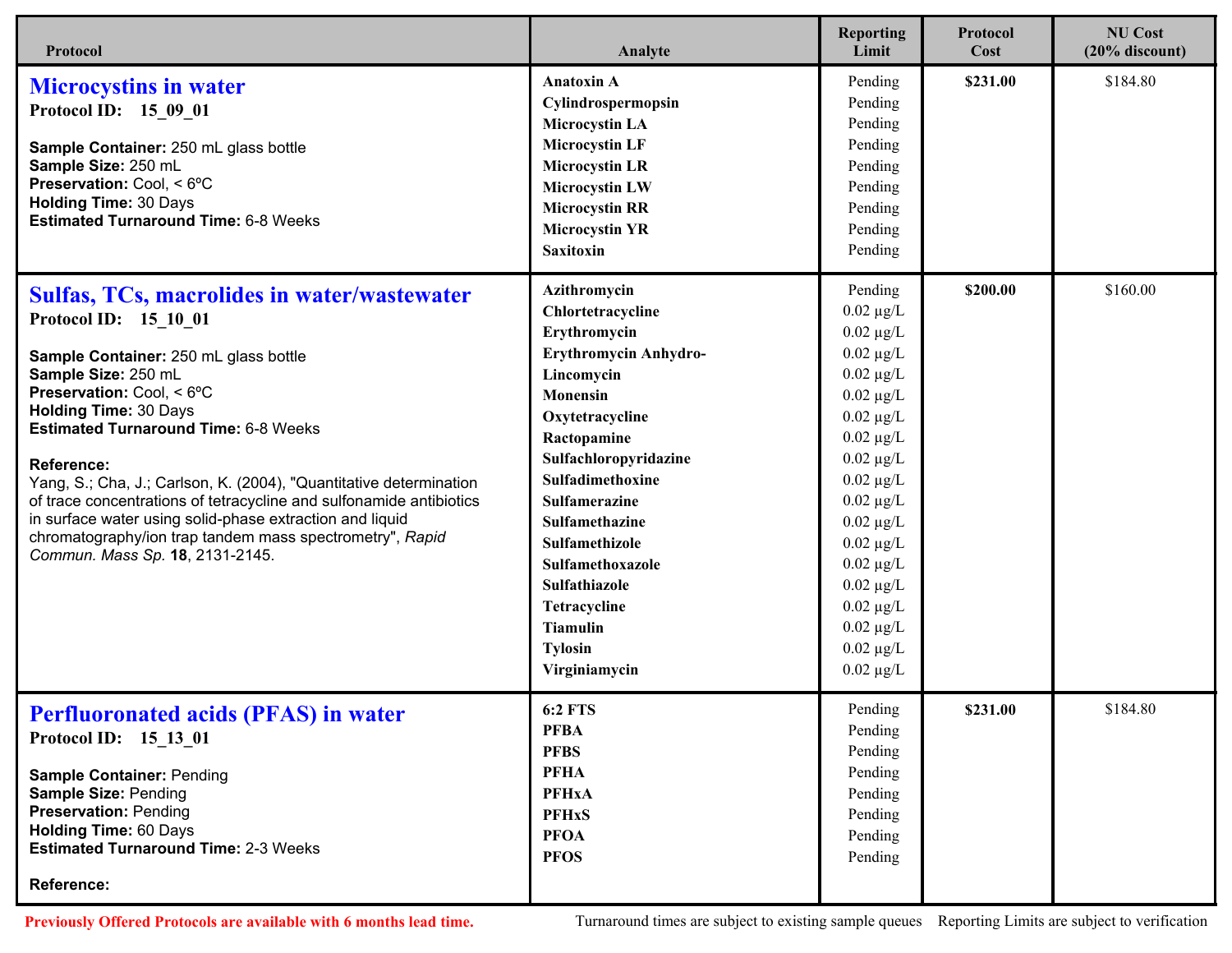| Protocol | Analyte | Reporting Limit | Protocol Cost | NU Cost (20% discount) |
|---|---|---|---|---|
| **Microcystins in water**<br>**Protocol ID: 15_09_01**<br><br>**Sample Container:** 250 mL glass bottle<br>**Sample Size:** 250 mL<br>**Preservation:** Cool, < 6ºC<br>**Holding Time:** 30 Days<br>**Estimated Turnaround Time:** 6-8 Weeks | **Anatoxin A** | Pending | **$231.00** | $184.80 |
| | **Cylindrospermopsin** | Pending | | |
| | **Microcystin LA** | Pending | | |
| | **Microcystin LF** | Pending | | |
| | **Microcystin LR** | Pending | | |
| | **Microcystin LW** | Pending | | |
| | **Microcystin RR** | Pending | | |
| | **Microcystin YR** | Pending | | |
| | **Saxitoxin** | Pending | | |
| **Sulfas, TCs, macrolides in water/wastewater**<br>**Protocol ID: 15_10_01**<br><br>**Sample Container:** 250 mL glass bottle<br>**Sample Size:** 250 mL<br>**Preservation:** Cool, < 6ºC<br>**Holding Time:** 30 Days<br>**Estimated Turnaround Time:** 6-8 Weeks<br><br>**Reference:**<br>Yang, S.; Cha, J.; Carlson, K. (2004), "Quantitative determination of trace concentrations of tetracycline and sulfonamide antibiotics in surface water using solid-phase extraction and liquid chromatography/ion trap tandem mass spectrometry", *Rapid Commun. Mass Sp.* **18**, 2131-2145. | **Azithromycin** | Pending | **$200.00** | $160.00 |
| | **Chlortetracycline** | 0.02 µg/L | | |
| | **Erythromycin** | 0.02 µg/L | | |
| | **Erythromycin Anhydro-** | 0.02 µg/L | | |
| | **Lincomycin** | 0.02 µg/L | | |
| | **Monensin** | 0.02 µg/L | | |
| | **Oxytetracycline** | 0.02 µg/L | | |
| | **Ractopamine** | 0.02 µg/L | | |
| | **Sulfachloropyridazine** | 0.02 µg/L | | |
| | **Sulfadimethoxine** | 0.02 µg/L | | |
| | **Sulfamerazine** | 0.02 µg/L | | |
| | **Sulfamethazine** | 0.02 µg/L | | |
| | **Sulfamethizole** | 0.02 µg/L | | |
| | **Sulfamethoxazole** | 0.02 µg/L | | |
| | **Sulfathiazole** | 0.02 µg/L | | |
| | **Tetracycline** | 0.02 µg/L | | |
| | **Tiamulin** | 0.02 µg/L | | |
| | **Tylosin** | 0.02 µg/L | | |
| | **Virginiamycin** | 0.02 µg/L | | |
| **Perfluoronated acids (PFAS) in water**<br>**Protocol ID: 15_13_01**<br><br>**Sample Container:** Pending<br>**Sample Size:** Pending<br>**Preservation:** Pending<br>**Holding Time:** 60 Days<br>**Estimated Turnaround Time:** 2-3 Weeks<br><br>**Reference:** | **6:2 FTS** | Pending | **$231.00** | $184.80 |
| | **PFBA** | Pending | | |
| | **PFBS** | Pending | | |
| | **PFHA** | Pending | | |
| | **PFHxA** | Pending | | |
| | **PFHxS** | Pending | | |
| | **PFOA** | Pending | | |
| | **PFOS** | Pending | | |

**Previously Offered Protocols are available with 6 months lead time.**

Turnaround times are subject to existing sample queues Reporting Limits are subject to verification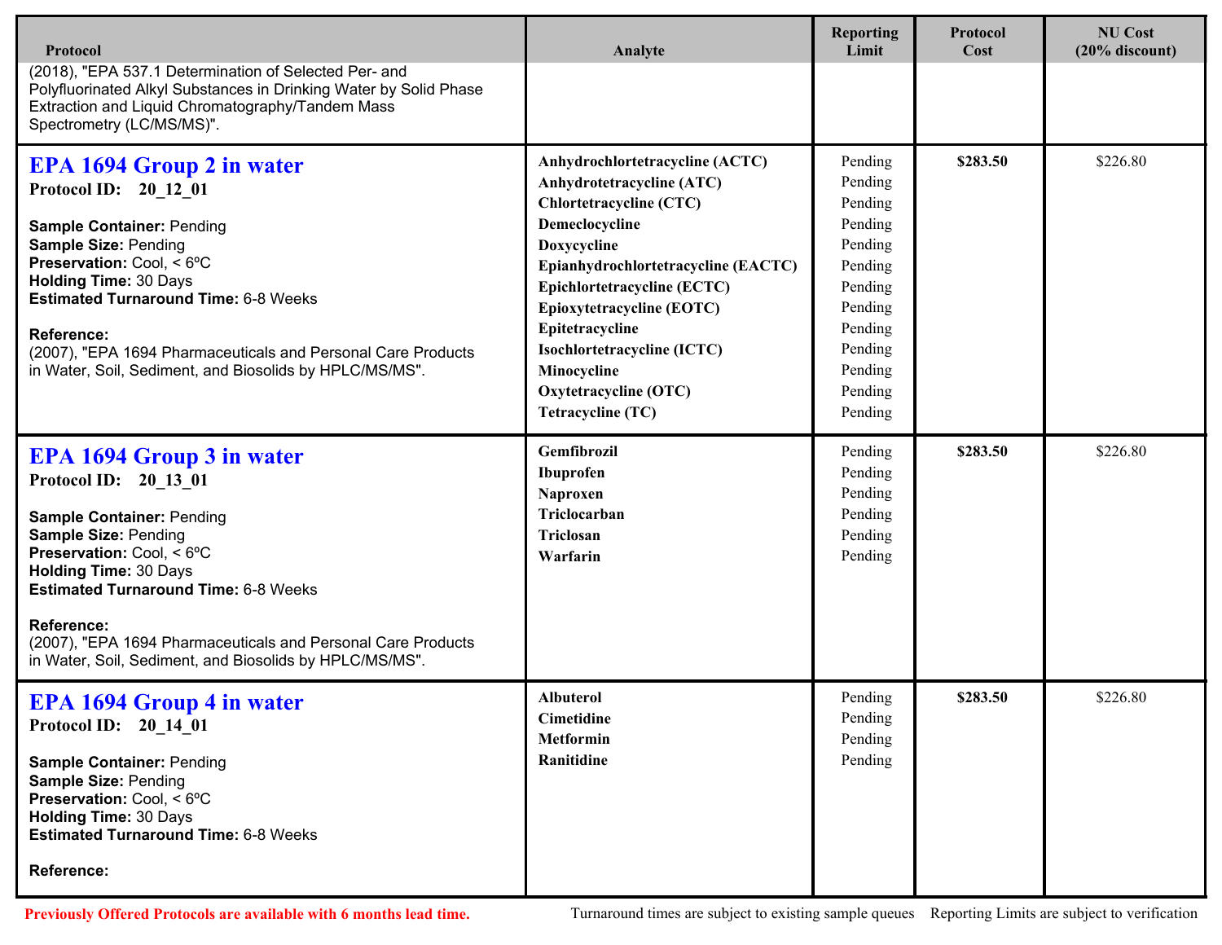| Protocol | Analyte | Reporting Limit | Protocol Cost | NU Cost (20% discount) |
|---|---|---|---|---|
| (2018), "EPA 537.1 Determination of Selected Per- and Polyfluorinated Alkyl Substances in Drinking Water by Solid Phase Extraction and Liquid Chromatography/Tandem Mass Spectrometry (LC/MS/MS)". | | | | |
| **EPA 1694 Group 2 in water**<br>**Protocol ID:** 20_12_01<br><br>**Sample Container:** Pending<br>**Sample Size:** Pending<br>**Preservation:** Cool, < 6ºC<br>**Holding Time:** 30 Days<br>**Estimated Turnaround Time:** 6-8 Weeks<br><br>**Reference:**<br>(2007), "EPA 1694 Pharmaceuticals and Personal Care Products in Water, Soil, Sediment, and Biosolids by HPLC/MS/MS". | **Anhydrochlortetracycline (ACTC)**<br>**Anhydrotetracycline (ATC)**<br>**Chlortetracycline (CTC)**<br>**Demeclocycline**<br>**Doxycycline**<br>**Epianhydrochlortetracycline (EACTC)**<br>**Epichlortetracycline (ECTC)**<br>**Epioxytetracycline (EOTC)**<br>**Epitetracycline**<br>**Isochlortetracycline (ICTC)**<br>**Minocycline**<br>**Oxytetracycline (OTC)**<br>**Tetracycline (TC)** | Pending<br>Pending<br>Pending<br>Pending<br>Pending<br>Pending<br>Pending<br>Pending<br>Pending<br>Pending<br>Pending<br>Pending<br>Pending | **$283.50** | $226.80 |
| **EPA 1694 Group 3 in water**<br>**Protocol ID:** 20_13_01<br><br>**Sample Container:** Pending<br>**Sample Size:** Pending<br>**Preservation:** Cool, < 6ºC<br>**Holding Time:** 30 Days<br>**Estimated Turnaround Time:** 6-8 Weeks<br><br>**Reference:**<br>(2007), "EPA 1694 Pharmaceuticals and Personal Care Products in Water, Soil, Sediment, and Biosolids by HPLC/MS/MS". | **Gemfibrozil**<br>**Ibuprofen**<br>**Naproxen**<br>**Triclocarban**<br>**Triclosan**<br>**Warfarin** | Pending<br>Pending<br>Pending<br>Pending<br>Pending<br>Pending | **$283.50** | $226.80 |
| **EPA 1694 Group 4 in water**<br>**Protocol ID:** 20_14_01<br><br>**Sample Container:** Pending<br>**Sample Size:** Pending<br>**Preservation:** Cool, < 6ºC<br>**Holding Time:** 30 Days<br>**Estimated Turnaround Time:** 6-8 Weeks<br><br>**Reference:** | **Albuterol**<br>**Cimetidine**<br>**Metformin**<br>**Ranitidine** | Pending<br>Pending<br>Pending<br>Pending | **$283.50** | $226.80 |

**Previously Offered Protocols are available with 6 months lead time.**

Turnaround times are subject to existing sample queues    Reporting Limits are subject to verification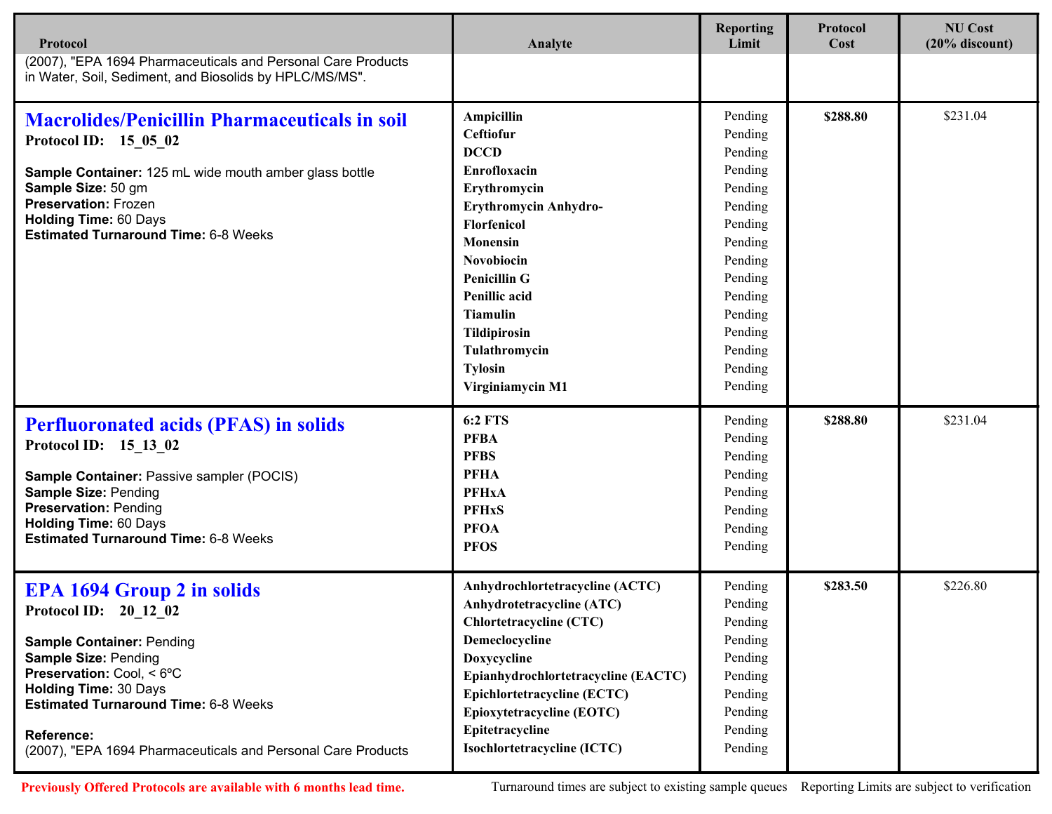| Protocol | Analyte | Reporting Limit | Protocol Cost | NU Cost (20% discount) |
|---|---|---|---|---|
| (2007), "EPA 1694 Pharmaceuticals and Personal Care Products in Water, Soil, Sediment, and Biosolids by HPLC/MS/MS". | | | | |
| **Macrolides/Penicillin Pharmaceuticals in soil**<br>**Protocol ID:** 15_05_02<br><br>**Sample Container:** 125 mL wide mouth amber glass bottle<br>**Sample Size:** 50 gm<br>**Preservation:** Frozen<br>**Holding Time:** 60 Days<br>**Estimated Turnaround Time:** 6-8 Weeks | **Ampicillin**<br>**Ceftiofur**<br>**DCCD**<br>**Enrofloxacin**<br>**Erythromycin**<br>**Erythromycin Anhydro-**<br>**Florfenicol**<br>**Monensin**<br>**Novobiocin**<br>**Penicillin G**<br>**Penillic acid**<br>**Tiamulin**<br>**Tildipirosin**<br>**Tulathromycin**<br>**Tylosin**<br>**Virginiamycin M1** | Pending<br>Pending<br>Pending<br>Pending<br>Pending<br>Pending<br>Pending<br>Pending<br>Pending<br>Pending<br>Pending<br>Pending<br>Pending<br>Pending<br>Pending<br>Pending | **$288.80** | $231.04 |
| **Perfluoronated acids (PFAS) in solids**<br>**Protocol ID:** 15_13_02<br><br>**Sample Container:** Passive sampler (POCIS)<br>**Sample Size:** Pending<br>**Preservation:** Pending<br>**Holding Time:** 60 Days<br>**Estimated Turnaround Time:** 6-8 Weeks | **6:2 FTS**<br>**PFBA**<br>**PFBS**<br>**PFHA**<br>**PFHxA**<br>**PFHxS**<br>**PFOA**<br>**PFOS** | Pending<br>Pending<br>Pending<br>Pending<br>Pending<br>Pending<br>Pending<br>Pending | **$288.80** | $231.04 |
| **EPA 1694 Group 2 in solids**<br>**Protocol ID:** 20_12_02<br><br>**Sample Container:** Pending<br>**Sample Size:** Pending<br>**Preservation:** Cool, < 6ºC<br>**Holding Time:** 30 Days<br>**Estimated Turnaround Time:** 6-8 Weeks<br><br>**Reference:**<br>(2007), "EPA 1694 Pharmaceuticals and Personal Care Products | **Anhydrochlortetracycline (ACTC)**<br>**Anhydrotetracycline (ATC)**<br>**Chlortetracycline (CTC)**<br>**Demeclocycline**<br>**Doxycycline**<br>**Epianhydrochlortetracycline (EACTC)**<br>**Epichlortetracycline (ECTC)**<br>**Epioxytetracycline (EOTC)**<br>**Epitetracycline**<br>**Isochlortetracycline (ICTC)** | Pending<br>Pending<br>Pending<br>Pending<br>Pending<br>Pending<br>Pending<br>Pending<br>Pending<br>Pending | **$283.50** | $226.80 |

**Previously Offered Protocols are available with 6 months lead time.**

Turnaround times are subject to existing sample queues    Reporting Limits are subject to verification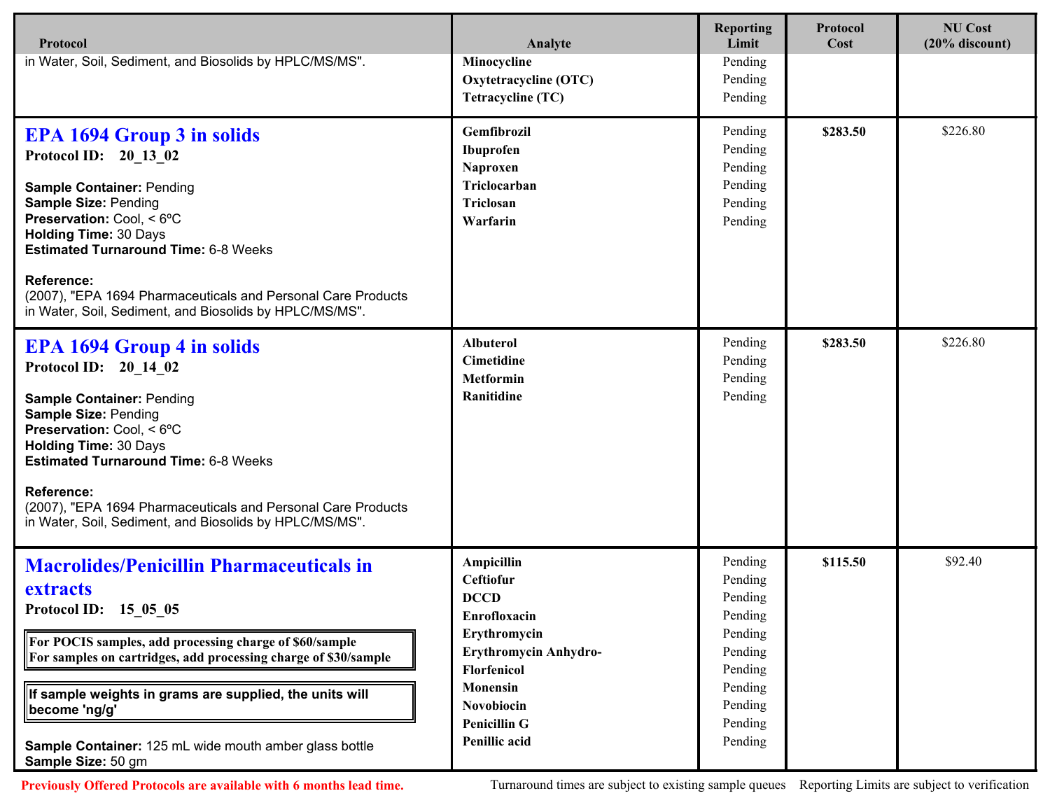| Protocol | Analyte | Reporting Limit | Protocol Cost | NU Cost (20% discount) |
|---|---|---|---|---|
| in Water, Soil, Sediment, and Biosolids by HPLC/MS/MS". | **Minocycline**<br>**Oxytetracycline (OTC)**<br>**Tetracycline (TC)** | Pending<br>Pending<br>Pending | | |
| **EPA 1694 Group 3 in solids**<br>**Protocol ID: 20_13_02**<br><br>**Sample Container:** Pending<br>**Sample Size:** Pending<br>**Preservation:** Cool, < 6ºC<br>**Holding Time:** 30 Days<br>**Estimated Turnaround Time:** 6-8 Weeks<br><br>**Reference:**<br>(2007), "EPA 1694 Pharmaceuticals and Personal Care Products in Water, Soil, Sediment, and Biosolids by HPLC/MS/MS". | **Gemfibrozil**<br>**Ibuprofen**<br>**Naproxen**<br>**Triclocarban**<br>**Triclosan**<br>**Warfarin** | Pending<br>Pending<br>Pending<br>Pending<br>Pending<br>Pending | **$283.50** | $226.80 |
| **EPA 1694 Group 4 in solids**<br>**Protocol ID: 20_14_02**<br><br>**Sample Container:** Pending<br>**Sample Size:** Pending<br>**Preservation:** Cool, < 6ºC<br>**Holding Time:** 30 Days<br>**Estimated Turnaround Time:** 6-8 Weeks<br><br>**Reference:**<br>(2007), "EPA 1694 Pharmaceuticals and Personal Care Products in Water, Soil, Sediment, and Biosolids by HPLC/MS/MS". | **Albuterol**<br>**Cimetidine**<br>**Metformin**<br>**Ranitidine** | Pending<br>Pending<br>Pending<br>Pending | **$283.50** | $226.80 |
| **Macrolides/Penicillin Pharmaceuticals in extracts**<br>**Protocol ID: 15_05_05**<br><br>**For POCIS samples, add processing charge of $60/sample**<br>**For samples on cartridges, add processing charge of $30/sample**<br><br>**If sample weights in grams are supplied, the units will become 'ng/g'**<br><br>**Sample Container:** 125 mL wide mouth amber glass bottle<br>**Sample Size:** 50 gm | **Ampicillin**<br>**Ceftiofur**<br>**DCCD**<br>**Enrofloxacin**<br>**Erythromycin**<br>**Erythromycin Anhydro-**<br>**Florfenicol**<br>**Monensin**<br>**Novobiocin**<br>**Penicillin G**<br>**Penillic acid** | Pending<br>Pending<br>Pending<br>Pending<br>Pending<br>Pending<br>Pending<br>Pending<br>Pending<br>Pending<br>Pending | **$115.50** | $92.40 |

**Previously Offered Protocols are available with 6 months lead time.** Turnaround times are subject to existing sample queues Reporting Limits are subject to verification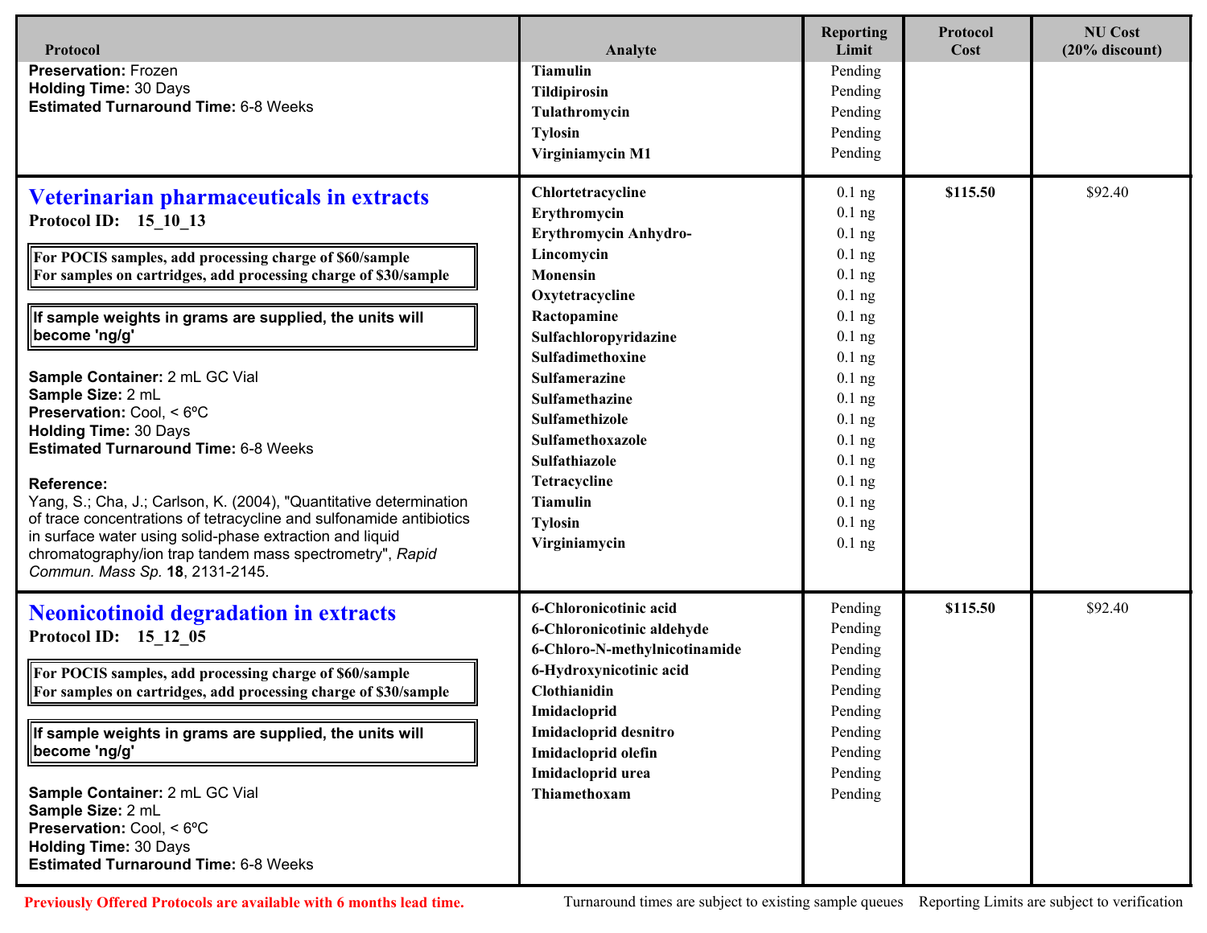| Protocol | Analyte | Reporting Limit | Protocol Cost | NU Cost (20% discount) |
|---|---|---|---|---|
| **Preservation:** Frozen<br>**Holding Time:** 30 Days<br>**Estimated Turnaround Time:** 6-8 Weeks | **Tiamulin**<br>**Tildipirosin**<br>**Tulathromycin**<br>**Tylosin**<br>**Virginiamycin M1** | Pending<br>Pending<br>Pending<br>Pending<br>Pending | | |
| **Veterinarian pharmaceuticals in extracts**<br>**Protocol ID: 15_10_13**<br><br>**For POCIS samples, add processing charge of $60/sample**<br>**For samples on cartridges, add processing charge of $30/sample**<br><br>**If sample weights in grams are supplied, the units will become 'ng/g'**<br><br>**Sample Container:** 2 mL GC Vial<br>**Sample Size:** 2 mL<br>**Preservation:** Cool, < 6ºC<br>**Holding Time:** 30 Days<br>**Estimated Turnaround Time:** 6-8 Weeks<br><br>**Reference:**<br>Yang, S.; Cha, J.; Carlson, K. (2004), "Quantitative determination of trace concentrations of tetracycline and sulfonamide antibiotics in surface water using solid-phase extraction and liquid chromatography/ion trap tandem mass spectrometry", *Rapid Commun. Mass Sp.* **18**, 2131-2145. | **Chlortetracycline**<br>**Erythromycin**<br>**Erythromycin Anhydro-**<br>**Lincomycin**<br>**Monensin**<br>**Oxytetracycline**<br>**Ractopamine**<br>**Sulfachloropyridazine**<br>**Sulfadimethoxine**<br>**Sulfamerazine**<br>**Sulfamethazine**<br>**Sulfamethizole**<br>**Sulfamethoxazole**<br>**Sulfathiazole**<br>**Tetracycline**<br>**Tiamulin**<br>**Tylosin**<br>**Virginiamycin** | 0.1 ng<br>0.1 ng<br>0.1 ng<br>0.1 ng<br>0.1 ng<br>0.1 ng<br>0.1 ng<br>0.1 ng<br>0.1 ng<br>0.1 ng<br>0.1 ng<br>0.1 ng<br>0.1 ng<br>0.1 ng<br>0.1 ng<br>0.1 ng<br>0.1 ng<br>0.1 ng | **$115.50** | $92.40 |
| **Neonicotinoid degradation in extracts**<br>**Protocol ID: 15_12_05**<br><br>**For POCIS samples, add processing charge of $60/sample**<br>**For samples on cartridges, add processing charge of $30/sample**<br><br>**If sample weights in grams are supplied, the units will become 'ng/g'**<br><br>**Sample Container:** 2 mL GC Vial<br>**Sample Size:** 2 mL<br>**Preservation:** Cool, < 6ºC<br>**Holding Time:** 30 Days<br>**Estimated Turnaround Time:** 6-8 Weeks | **6-Chloronicotinic acid**<br>**6-Chloronicotinic aldehyde**<br>**6-Chloro-N-methylnicotinamide**<br>**6-Hydroxynicotinic acid**<br>**Clothianidin**<br>**Imidacloprid**<br>**Imidacloprid desnitro**<br>**Imidacloprid olefin**<br>**Imidacloprid urea**<br>**Thiamethoxam** | Pending<br>Pending<br>Pending<br>Pending<br>Pending<br>Pending<br>Pending<br>Pending<br>Pending<br>Pending | **$115.50** | $92.40 |

**Previously Offered Protocols are available with 6 months lead time.**

Turnaround times are subject to existing sample queues    Reporting Limits are subject to verification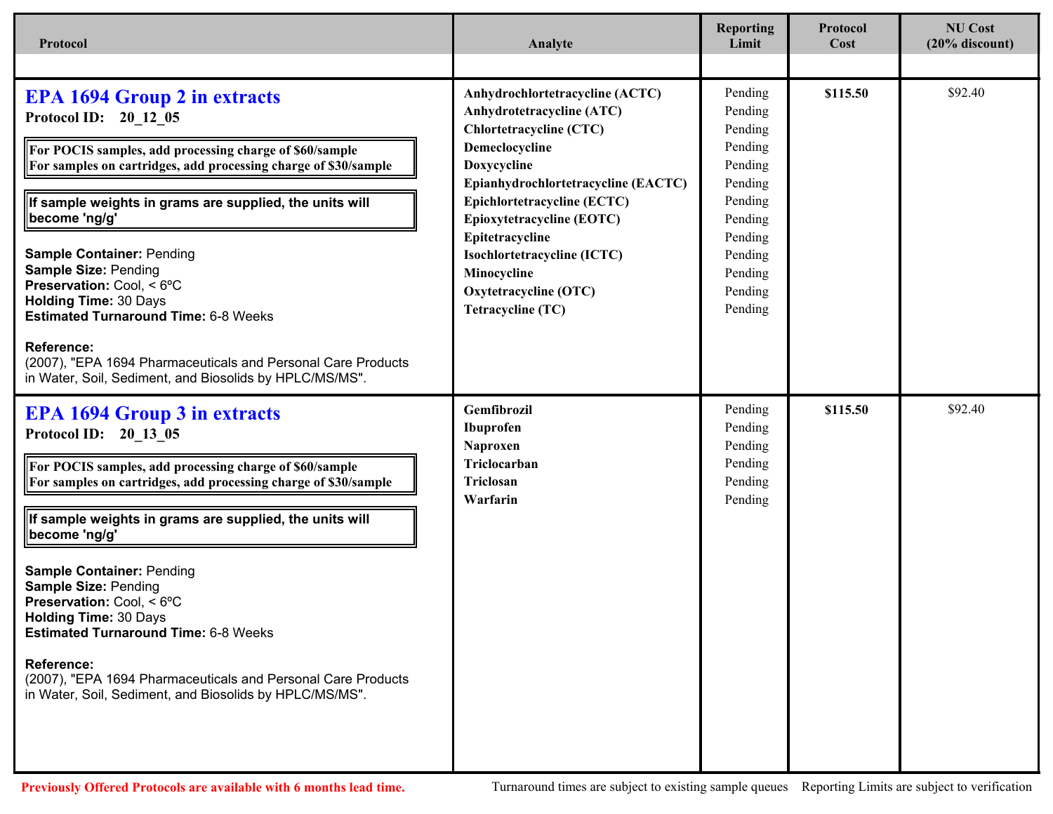| Protocol | Analyte | Reporting Limit | Protocol Cost | NU Cost (20% discount) |
|---|---|---|---|---|
| **EPA 1694 Group 2 in extracts**<br>**Protocol ID: 20_12_05**<br>**For POCIS samples, add processing charge of $60/sample**<br>**For samples on cartridges, add processing charge of $30/sample**<br>**If sample weights in grams are supplied, the units will become 'ng/g'**<br>**Sample Container:** Pending<br>**Sample Size:** Pending<br>**Preservation:** Cool, < 6ºC<br>**Holding Time:** 30 Days<br>**Estimated Turnaround Time:** 6-8 Weeks<br>**Reference:**<br>(2007), "EPA 1694 Pharmaceuticals and Personal Care Products in Water, Soil, Sediment, and Biosolids by HPLC/MS/MS". | **Anhydrochlortetracycline (ACTC)**<br>**Anhydrotetracycline (ATC)**<br>**Chlortetracycline (CTC)**<br>**Demeclocycline**<br>**Doxycycline**<br>**Epianhydrochlortetracycline (EACTC)**<br>**Epichlortetracycline (ECTC)**<br>**Epioxytetracycline (EOTC)**<br>**Epitetracycline**<br>**Isochlortetracycline (ICTC)**<br>**Minocycline**<br>**Oxytetracycline (OTC)**<br>**Tetracycline (TC)** | Pending<br>Pending<br>Pending<br>Pending<br>Pending<br>Pending<br>Pending<br>Pending<br>Pending<br>Pending<br>Pending<br>Pending<br>Pending | **$115.50** | $92.40 |
| **EPA 1694 Group 3 in extracts**<br>**Protocol ID: 20_13_05**<br>**For POCIS samples, add processing charge of $60/sample**<br>**For samples on cartridges, add processing charge of $30/sample**<br>**If sample weights in grams are supplied, the units will become 'ng/g'**<br>**Sample Container:** Pending<br>**Sample Size:** Pending<br>**Preservation:** Cool, < 6ºC<br>**Holding Time:** 30 Days<br>**Estimated Turnaround Time:** 6-8 Weeks<br>**Reference:**<br>(2007), "EPA 1694 Pharmaceuticals and Personal Care Products in Water, Soil, Sediment, and Biosolids by HPLC/MS/MS". | **Gemfibrozil**<br>**Ibuprofen**<br>**Naproxen**<br>**Triclocarban**<br>**Triclosan**<br>**Warfarin** | Pending<br>Pending<br>Pending<br>Pending<br>Pending<br>Pending | **$115.50** | $92.40 |

**Previously Offered Protocols are available with 6 months lead time.**

Turnaround times are subject to existing sample queues Reporting Limits are subject to verification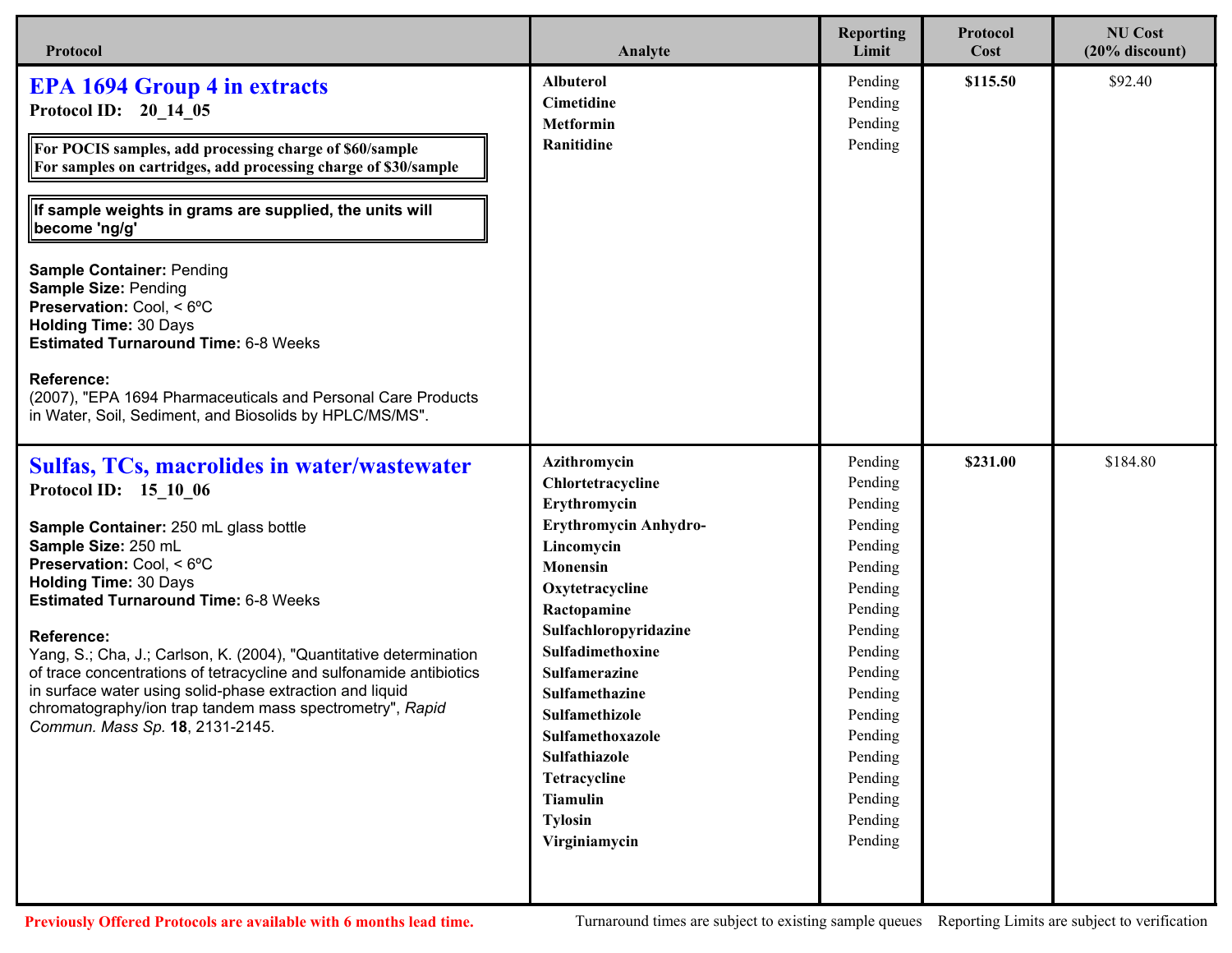| Protocol | Analyte | Reporting Limit | Protocol Cost | NU Cost (20% discount) |
|---|---|---|---|---|
| **EPA 1694 Group 4 in extracts**<br>**Protocol ID: 20_14_05**<br>**For POCIS samples, add processing charge of $60/sample**<br>**For samples on cartridges, add processing charge of $30/sample**<br>**If sample weights in grams are supplied, the units will become 'ng/g'**<br>**Sample Container:** Pending<br>**Sample Size:** Pending<br>**Preservation:** Cool, < 6ºC<br>**Holding Time:** 30 Days<br>**Estimated Turnaround Time:** 6-8 Weeks<br>**Reference:**<br>(2007), "EPA 1694 Pharmaceuticals and Personal Care Products in Water, Soil, Sediment, and Biosolids by HPLC/MS/MS". | **Albuterol**<br>**Cimetidine**<br>**Metformin**<br>**Ranitidine** | Pending<br>Pending<br>Pending<br>Pending | **$115.50** | $92.40 |
| **Sulfas, TCs, macrolides in water/wastewater**<br>**Protocol ID: 15_10_06**<br>**Sample Container:** 250 mL glass bottle<br>**Sample Size:** 250 mL<br>**Preservation:** Cool, < 6ºC<br>**Holding Time:** 30 Days<br>**Estimated Turnaround Time:** 6-8 Weeks<br>**Reference:**<br>Yang, S.; Cha, J.; Carlson, K. (2004), "Quantitative determination of trace concentrations of tetracycline and sulfonamide antibiotics in surface water using solid-phase extraction and liquid chromatography/ion trap tandem mass spectrometry", *Rapid Commun. Mass Sp.* **18**, 2131-2145. | **Azithromycin**<br>**Chlortetracycline**<br>**Erythromycin**<br>**Erythromycin Anhydro-**<br>**Lincomycin**<br>**Monensin**<br>**Oxytetracycline**<br>**Ractopamine**<br>**Sulfachloropyridazine**<br>**Sulfadimethoxine**<br>**Sulfamerazine**<br>**Sulfamethazine**<br>**Sulfamethizole**<br>**Sulfamethoxazole**<br>**Sulfathiazole**<br>**Tetracycline**<br>**Tiamulin**<br>**Tylosin**<br>**Virginiamycin** | Pending<br>Pending<br>Pending<br>Pending<br>Pending<br>Pending<br>Pending<br>Pending<br>Pending<br>Pending<br>Pending<br>Pending<br>Pending<br>Pending<br>Pending<br>Pending<br>Pending<br>Pending<br>Pending | **$231.00** | $184.80 |

**Previously Offered Protocols are available with 6 months lead time.**

Turnaround times are subject to existing sample queues    Reporting Limits are subject to verification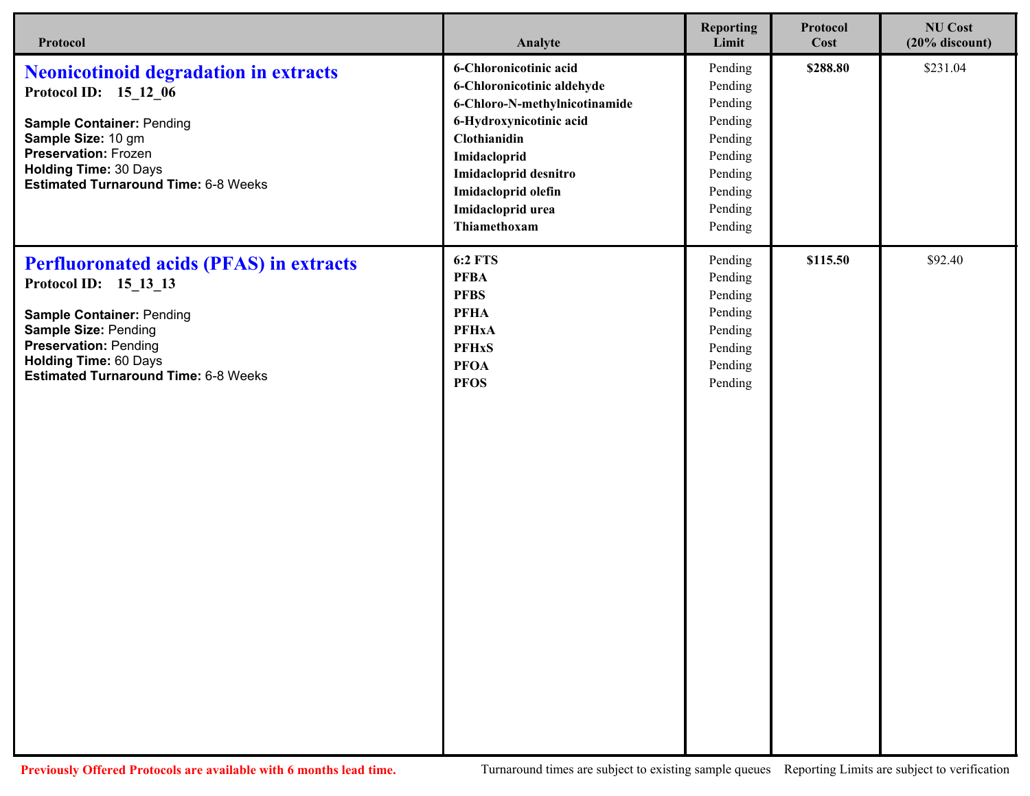| Protocol | Analyte | Reporting Limit | Protocol Cost | NU Cost (20% discount) |
|---|---|---|---|---|
| **Neonicotinoid degradation in extracts**<br>**Protocol ID: 15_12_06**<br><br>**Sample Container:** Pending<br>**Sample Size:** 10 gm<br>**Preservation:** Frozen<br>**Holding Time:** 30 Days<br>**Estimated Turnaround Time:** 6-8 Weeks | **6-Chloronicotinic acid** | Pending | **$288.80** | $231.04 |
| | **6-Chloronicotinic aldehyde** | Pending | | |
| | **6-Chloro-N-methylnicotinamide** | Pending | | |
| | **6-Hydroxynicotinic acid** | Pending | | |
| | **Clothianidin** | Pending | | |
| | **Imidacloprid** | Pending | | |
| | **Imidacloprid desnitro** | Pending | | |
| | **Imidacloprid olefin** | Pending | | |
| | **Imidacloprid urea** | Pending | | |
| | **Thiamethoxam** | Pending | | |
| **Perfluoronated acids (PFAS) in extracts**<br>**Protocol ID: 15_13_13**<br><br>**Sample Container:** Pending<br>**Sample Size:** Pending<br>**Preservation:** Pending<br>**Holding Time:** 60 Days<br>**Estimated Turnaround Time:** 6-8 Weeks | **6:2 FTS** | Pending | **$115.50** | $92.40 |
| | **PFBA** | Pending | | |
| | **PFBS** | Pending | | |
| | **PFHA** | Pending | | |
| | **PFHxA** | Pending | | |
| | **PFHxS** | Pending | | |
| | **PFOA** | Pending | | |
| | **PFOS** | Pending | | |

**Previously Offered Protocols are available with 6 months lead time.**

Turnaround times are subject to existing sample queues Reporting Limits are subject to verification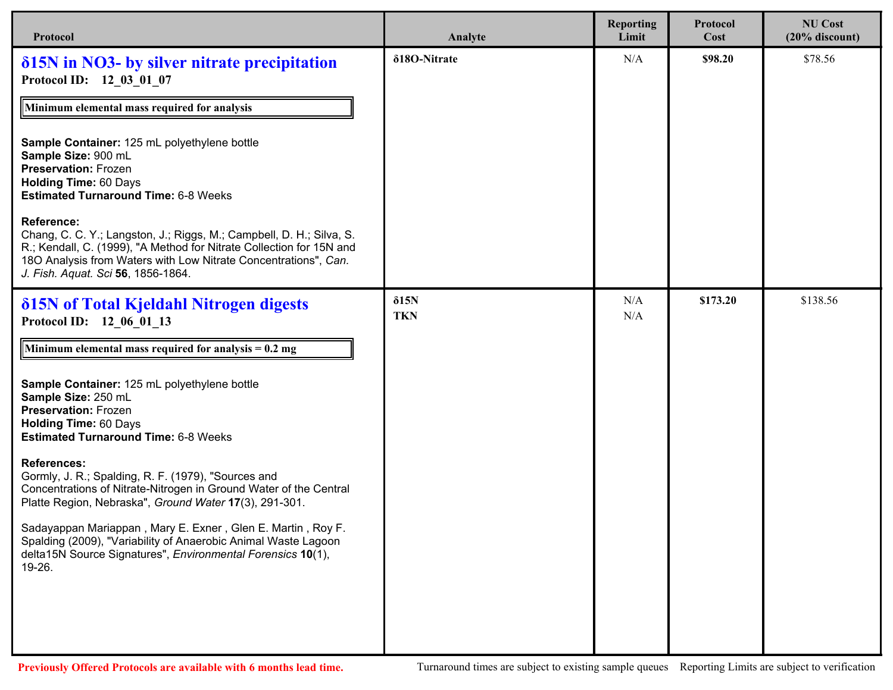| Protocol | Analyte | Reporting Limit | Protocol Cost | NU Cost (20% discount) |
|---|---|---|---|---|
| **δ15N in NO3- by silver nitrate precipitation**<br>**Protocol ID: 12_03_01_07**<br><br>**Minimum elemental mass required for analysis**<br><br>**Sample Container:** 125 mL polyethylene bottle<br>**Sample Size:** 900 mL<br>**Preservation:** Frozen<br>**Holding Time:** 60 Days<br>**Estimated Turnaround Time:** 6-8 Weeks<br><br>**Reference:**<br>Chang, C. C. Y.; Langston, J.; Riggs, M.; Campbell, D. H.; Silva, S. R.; Kendall, C. (1999), "A Method for Nitrate Collection for 15N and 18O Analysis from Waters with Low Nitrate Concentrations", *Can. J. Fish. Aquat. Sci* **56**, 1856-1864. | **δ18O-Nitrate** | N/A | **$98.20** | $78.56 |
| **δ15N of Total Kjeldahl Nitrogen digests**<br>**Protocol ID: 12_06_01_13**<br><br>**Minimum elemental mass required for analysis = 0.2 mg**<br><br>**Sample Container:** 125 mL polyethylene bottle<br>**Sample Size:** 250 mL<br>**Preservation:** Frozen<br>**Holding Time:** 60 Days<br>**Estimated Turnaround Time:** 6-8 Weeks<br><br>**References:**<br>Gormly, J. R.; Spalding, R. F. (1979), "Sources and Concentrations of Nitrate-Nitrogen in Ground Water of the Central Platte Region, Nebraska", *Ground Water* **17**(3), 291-301.<br><br>Sadayappan Mariappan , Mary E. Exner , Glen E. Martin , Roy F. Spalding (2009), "Variability of Anaerobic Animal Waste Lagoon delta15N Source Signatures", *Environmental Forensics* **10**(1), 19-26. | **δ15N**<br>**TKN** | N/A<br>N/A | **$173.20** | $138.56 |

**Previously Offered Protocols are available with 6 months lead time.** Turnaround times are subject to existing sample queues Reporting Limits are subject to verification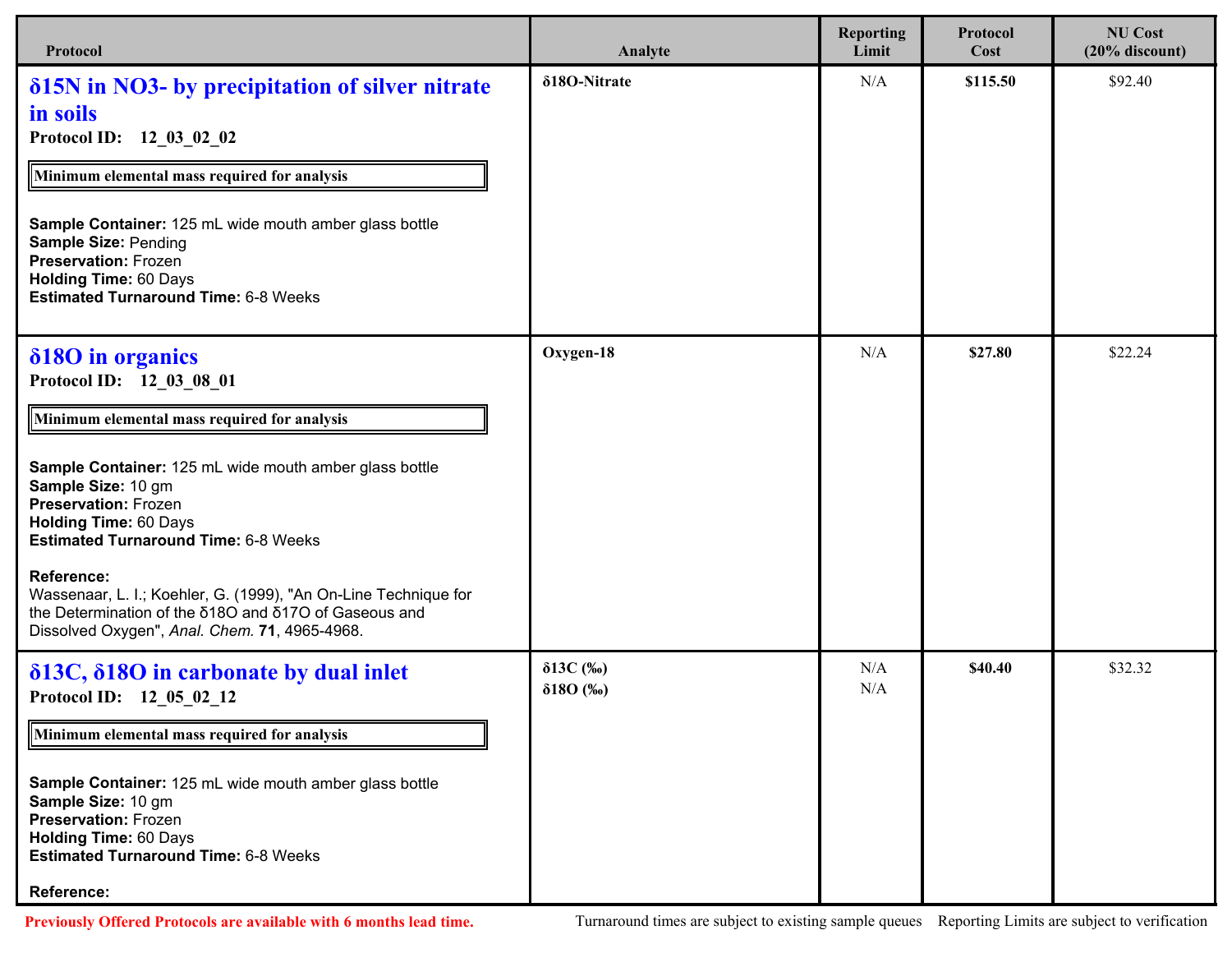| Protocol | Analyte | Reporting Limit | Protocol Cost | NU Cost (20% discount) |
|---|---|---|---|---|
| **δ15N in NO3- by precipitation of silver nitrate in soils**<br>**Protocol ID: 12_03_02_02**<br>Minimum elemental mass required for analysis<br>**Sample Container:** 125 mL wide mouth amber glass bottle<br>**Sample Size:** Pending<br>**Preservation:** Frozen<br>**Holding Time:** 60 Days<br>**Estimated Turnaround Time:** 6-8 Weeks | **δ18O-Nitrate** | N/A | **$115.50** | $92.40 |
| **δ18O in organics**<br>**Protocol ID: 12_03_08_01**<br>Minimum elemental mass required for analysis<br>**Sample Container:** 125 mL wide mouth amber glass bottle<br>**Sample Size:** 10 gm<br>**Preservation:** Frozen<br>**Holding Time:** 60 Days<br>**Estimated Turnaround Time:** 6-8 Weeks<br>**Reference:**<br>Wassenaar, L. I.; Koehler, G. (1999), "An On-Line Technique for the Determination of the δ18O and δ17O of Gaseous and Dissolved Oxygen", *Anal. Chem.* **71**, 4965-4968. | **Oxygen-18** | N/A | **$27.80** | $22.24 |
| **δ13C, δ18O in carbonate by dual inlet**<br>**Protocol ID: 12_05_02_12**<br>Minimum elemental mass required for analysis<br>**Sample Container:** 125 mL wide mouth amber glass bottle<br>**Sample Size:** 10 gm<br>**Preservation:** Frozen<br>**Holding Time:** 60 Days<br>**Estimated Turnaround Time:** 6-8 Weeks<br>**Reference:** | **δ13C (‰)**<br>**δ18O (‰)** | N/A<br>N/A | **$40.40** | $32.32 |

**Previously Offered Protocols are available with 6 months lead time.**

Turnaround times are subject to existing sample queues. Reporting Limits are subject to verification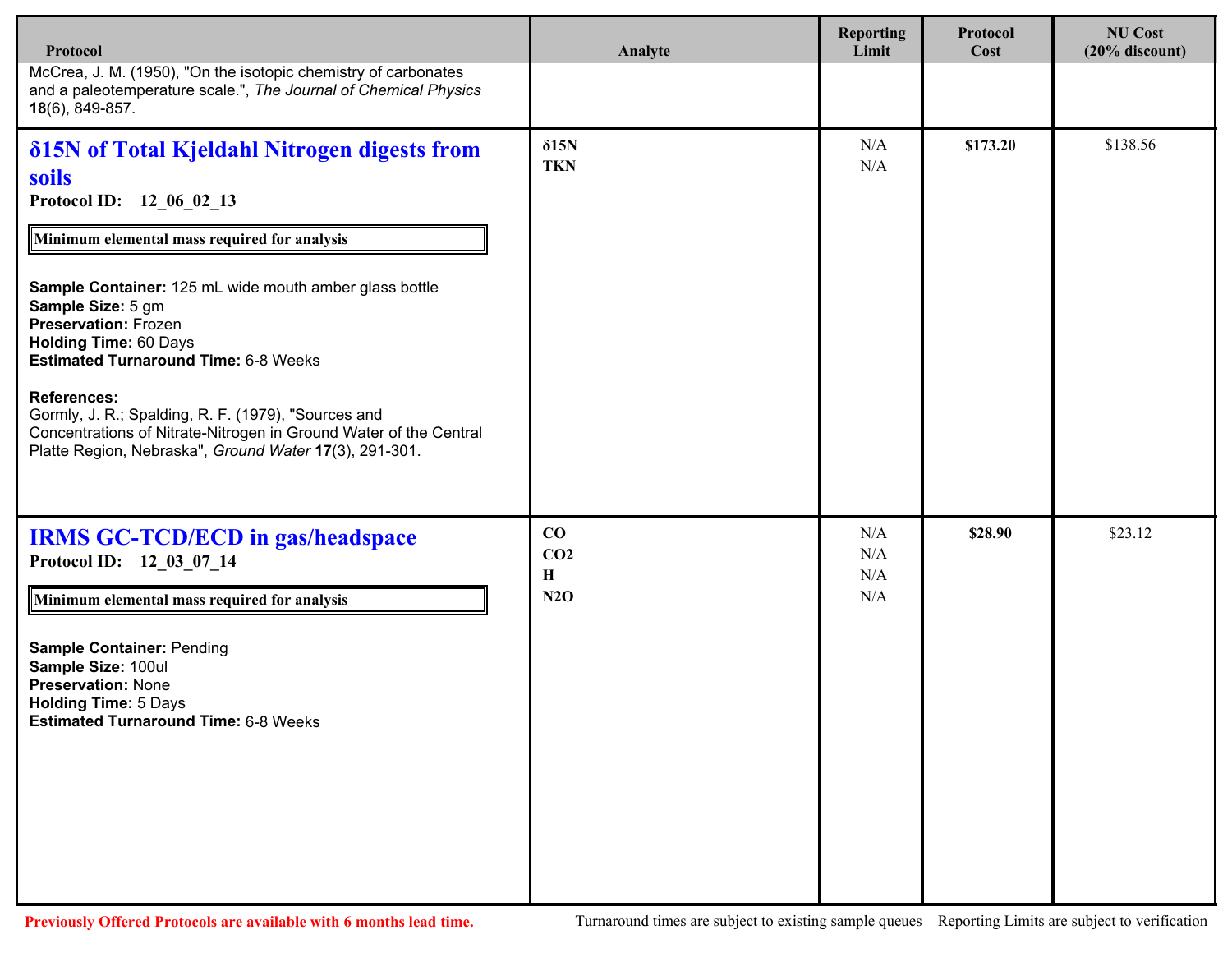| Protocol | Analyte | Reporting Limit | Protocol Cost | NU Cost (20% discount) |
|---|---|---|---|---|
| McCrea, J. M. (1950), "On the isotopic chemistry of carbonates and a paleotemperature scale.", *The Journal of Chemical Physics* **18**(6), 849-857. | | | | |
| **δ15N of Total Kjeldahl Nitrogen digests from soils**<br>**Protocol ID: 12_06_02_13**<br>**Minimum elemental mass required for analysis**<br><br>**Sample Container:** 125 mL wide mouth amber glass bottle<br>**Sample Size:** 5 gm<br>**Preservation:** Frozen<br>**Holding Time:** 60 Days<br>**Estimated Turnaround Time:** 6-8 Weeks<br><br>**References:**<br>Gormly, J. R.; Spalding, R. F. (1979), "Sources and Concentrations of Nitrate-Nitrogen in Ground Water of the Central Platte Region, Nebraska", *Ground Water* **17**(3), 291-301. | **δ15N**<br>**TKN** | N/A<br>N/A | **$173.20** | $138.56 |
| **IRMS GC-TCD/ECD in gas/headspace**<br>**Protocol ID: 12_03_07_14**<br>**Minimum elemental mass required for analysis**<br><br>**Sample Container:** Pending<br>**Sample Size:** 100ul<br>**Preservation:** None<br>**Holding Time:** 5 Days<br>**Estimated Turnaround Time:** 6-8 Weeks | **CO**<br>**CO2**<br>**H**<br>**N2O** | N/A<br>N/A<br>N/A<br>N/A | **$28.90** | $23.12 |

**Previously Offered Protocols are available with 6 months lead time.**

Turnaround times are subject to existing sample queues    Reporting Limits are subject to verification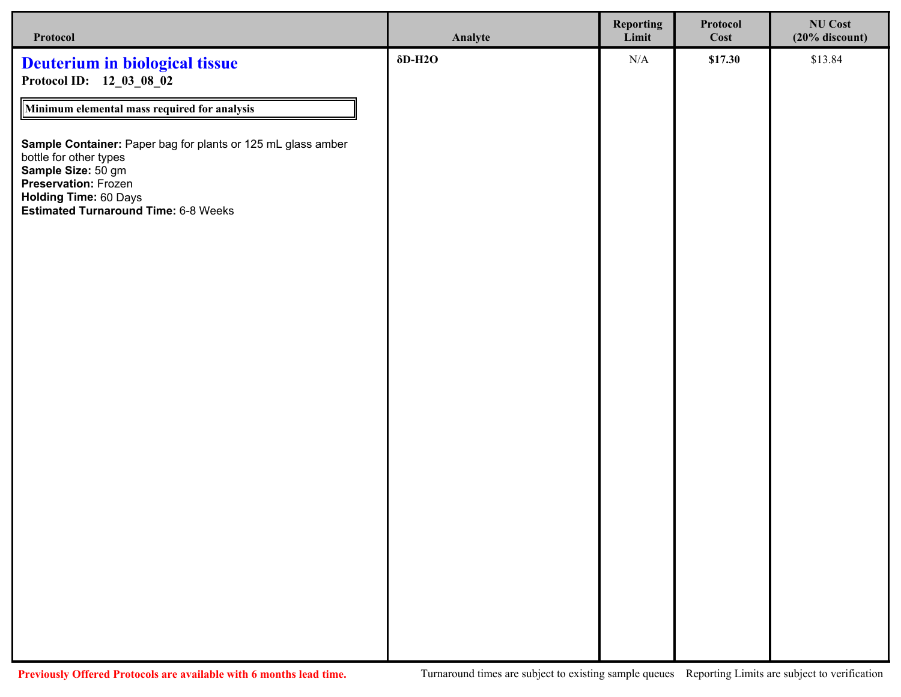| Protocol | Analyte | Reporting Limit | Protocol Cost | NU Cost (20% discount) |
|---|---|---|---|---|
| **Deuterium in biological tissue**<br>**Protocol ID: 12_03_08_02**<br>**Minimum elemental mass required for analysis**<br>**Sample Container:** Paper bag for plants or 125 mL glass amber bottle for other types<br>**Sample Size:** 50 gm<br>**Preservation:** Frozen<br>**Holding Time:** 60 Days<br>**Estimated Turnaround Time:** 6-8 Weeks | **δD-H2O** | N/A | **$17.30** | $13.84 |

**Previously Offered Protocols are available with 6 months lead time.**

Turnaround times are subject to existing sample queues    Reporting Limits are subject to verification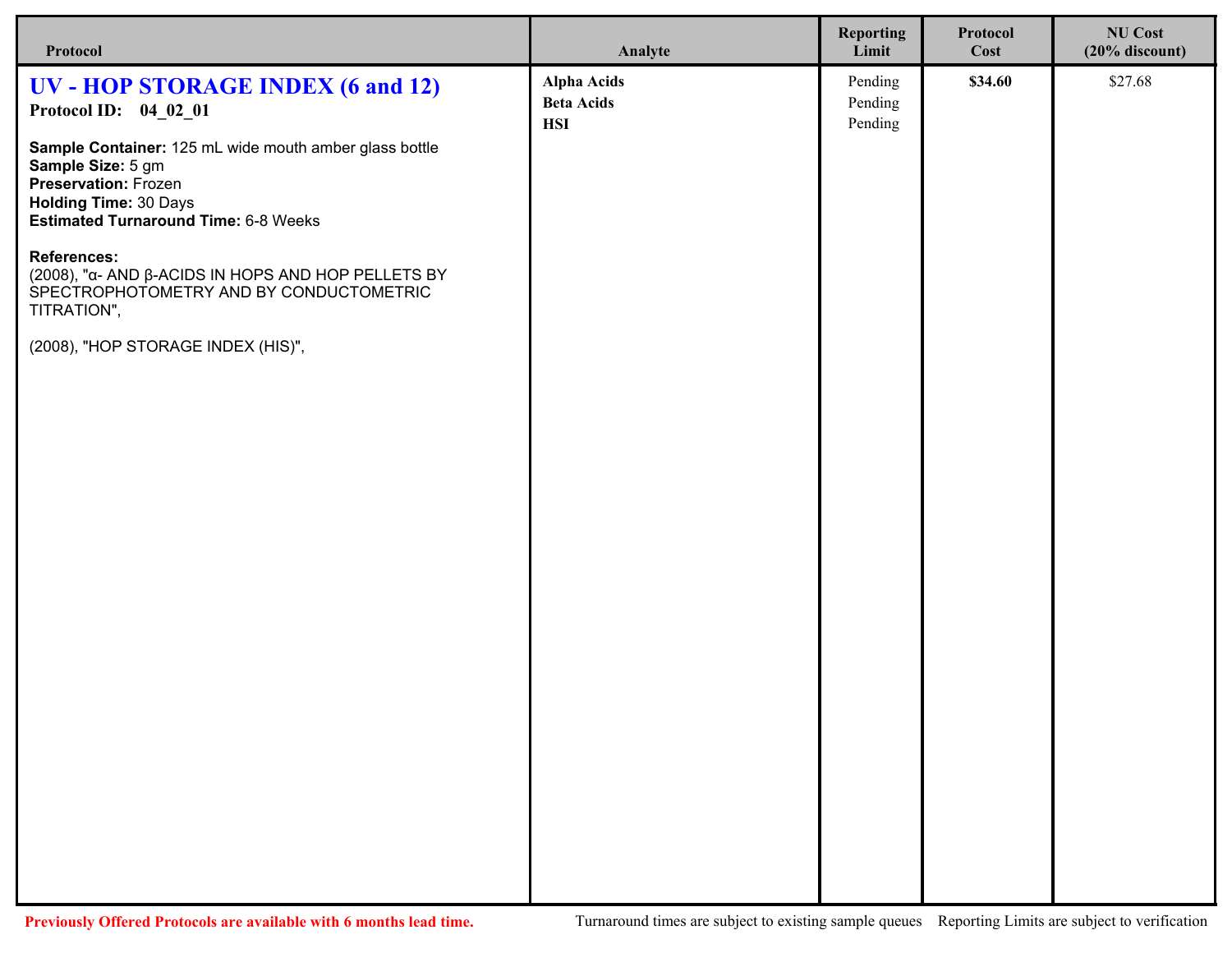| Protocol | Analyte | Reporting Limit | Protocol Cost | NU Cost (20% discount) |
|---|---|---|---|---|
| **UV - HOP STORAGE INDEX (6 and 12)**<br>**Protocol ID: 04_02_01**<br><br>**Sample Container:** 125 mL wide mouth amber glass bottle<br>**Sample Size:** 5 gm<br>**Preservation:** Frozen<br>**Holding Time:** 30 Days<br>**Estimated Turnaround Time:** 6-8 Weeks<br><br>**References:**<br>(2008), "α- AND β-ACIDS IN HOPS AND HOP PELLETS BY SPECTROPHOTOMETRY AND BY CONDUCTOMETRIC TITRATION",<br><br>(2008), "HOP STORAGE INDEX (HIS)", | **Alpha Acids**<br>**Beta Acids**<br>**HSI** | Pending<br>Pending<br>Pending | **$34.60** | $27.68 |

**Previously Offered Protocols are available with 6 months lead time.**

Turnaround times are subject to existing sample queues    Reporting Limits are subject to verification